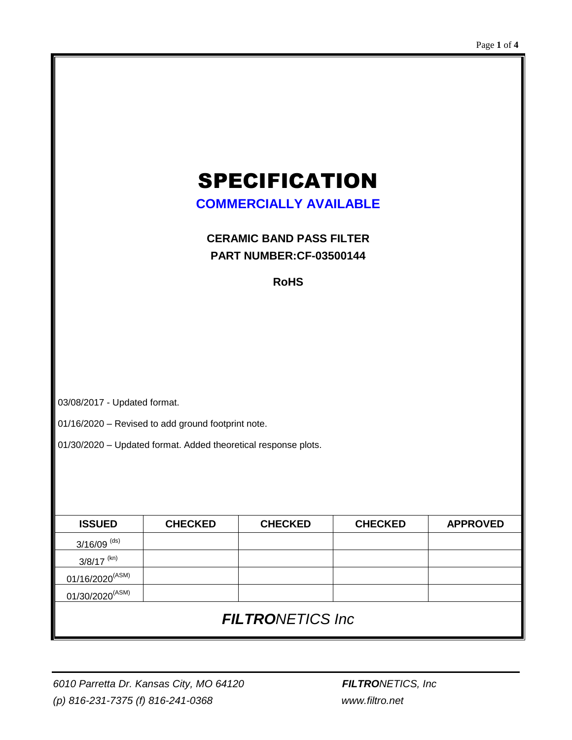# SPECIFICATION

**COMMERCIALLY AVAILABLE**

**CERAMIC BAND PASS FILTER**

**PART NUMBER:CF-03500144**

**RoHS**

03/08/2017 - Updated format.

01/16/2020 – Revised to add ground footprint note.

01/30/2020 – Updated format. Added theoretical response plots.

| ISSUED | CHECKED | CHECKED | CHECKED | APPROVED |
|---|---|---|---|---|
| 3/16/09 (ds) | | | | |
| 3/8/17 (kn) | | | | |
| 01/16/2020(ASM) | | | | |
| 01/30/2020(ASM) | | | | |

***FILTRO**NETICS Inc*

*6010 Parretta Dr. Kansas City, MO 64120*
*(p) 816-231-7375 (f) 816-241-0368*

***FILTRO**NETICS, Inc*
*www.filtro.net*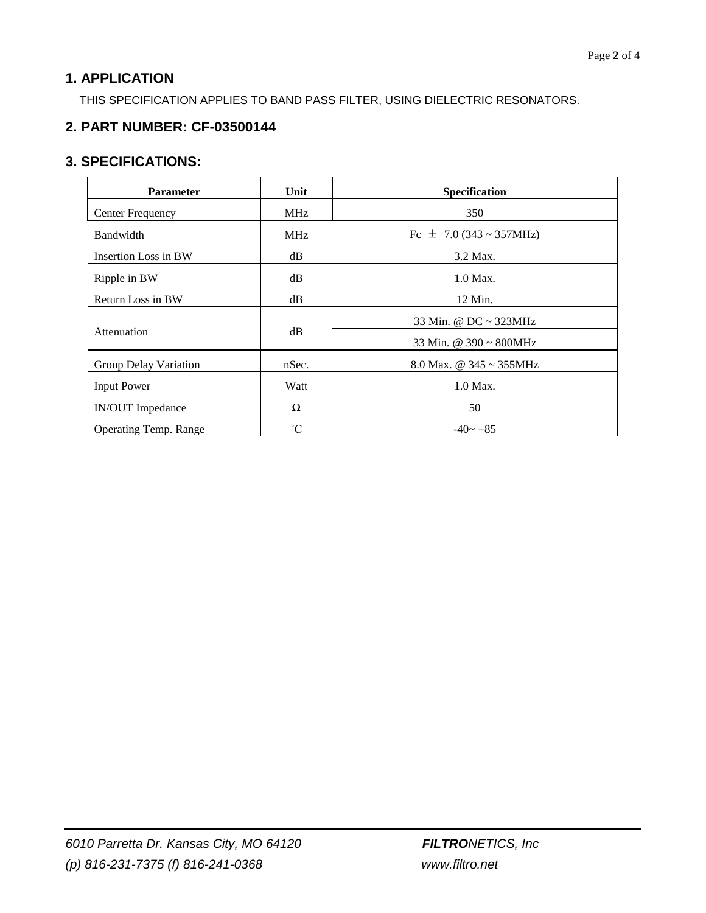## 1. APPLICATION

THIS SPECIFICATION APPLIES TO BAND PASS FILTER, USING DIELECTRIC RESONATORS.

## 2. PART NUMBER: CF-03500144

## 3. SPECIFICATIONS:

| Parameter | Unit | Specification |
|---|---|---|
| Center Frequency | MHz | 350 |
| Bandwidth | MHz | Fc ± 7.0 (343 ~ 357MHz) |
| Insertion Loss in BW | dB | 3.2 Max. |
| Ripple in BW | dB | 1.0 Max. |
| Return Loss in BW | dB | 12 Min. |
| Attenuation | dB | 33 Min. @ DC ~ 323MHz |
| | | 33 Min. @ 390 ~ 800MHz |
| Group Delay Variation | nSec. | 8.0 Max. @ 345 ~ 355MHz |
| Input Power | Watt | 1.0 Max. |
| IN/OUT Impedance | Ω | 50 |
| Operating Temp. Range | ˚C | -40~ +85 |

*6010 Parretta Dr. Kansas City, MO 64120* | ***FILTRO**NETICS, Inc*

*(p) 816-231-7375 (f) 816-241-0368* | *www.filtro.net*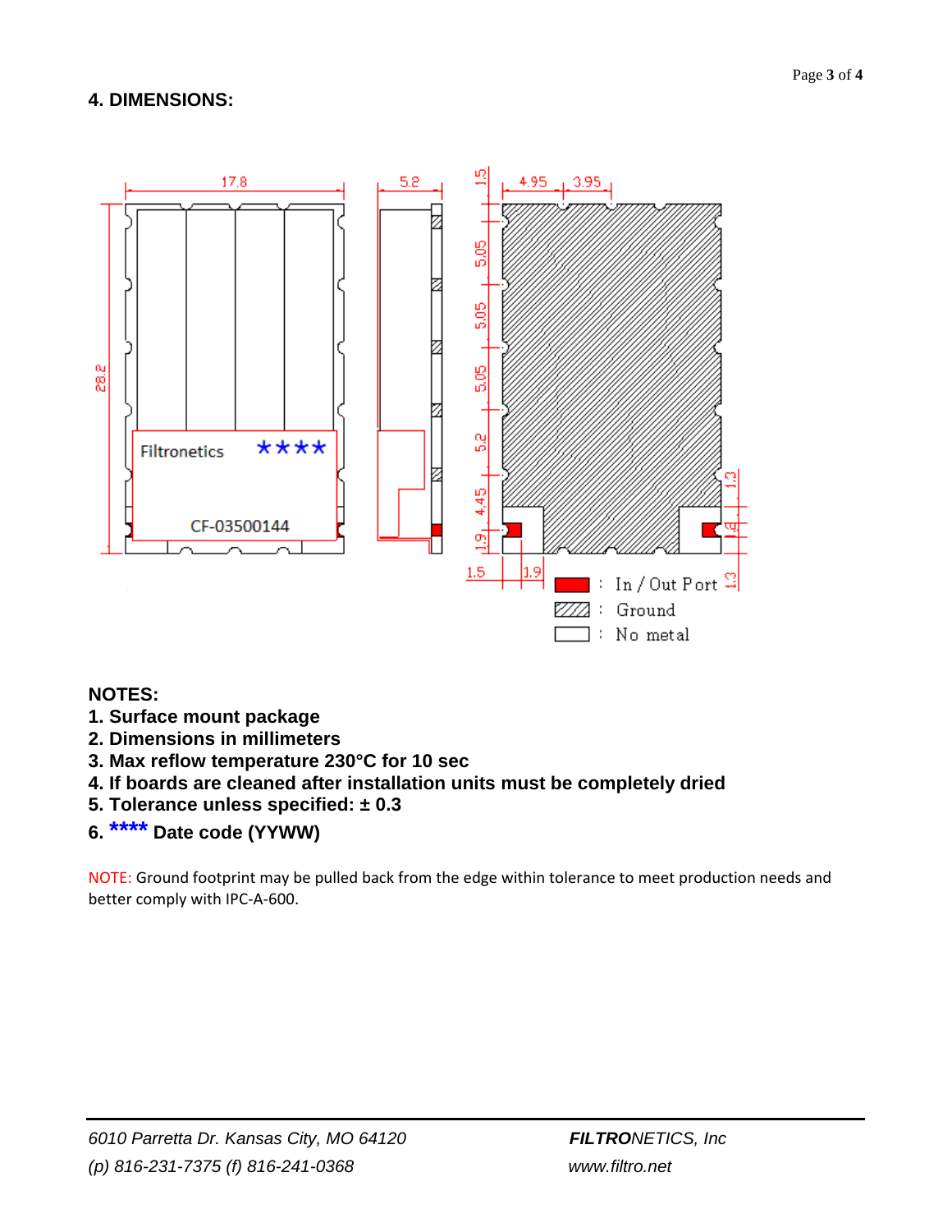## 4. DIMENSIONS:

**NOTES:**

1. **Surface mount package**
2. **Dimensions in millimeters**
3. **Max reflow temperature 230°C for 10 sec**
4. **If boards are cleaned after installation units must be completely dried**
5. **Tolerance unless specified: ± 0.3**
6. **\*\*\*\* Date code (YYWW)**

NOTE: Ground footprint may be pulled back from the edge within tolerance to meet production needs and better comply with IPC-A-600.

*6010 Parretta Dr. Kansas City, MO 64120*
*(p) 816-231-7375 (f) 816-241-0368*

***FILTRO**NETICS, Inc*
*www.filtro.net*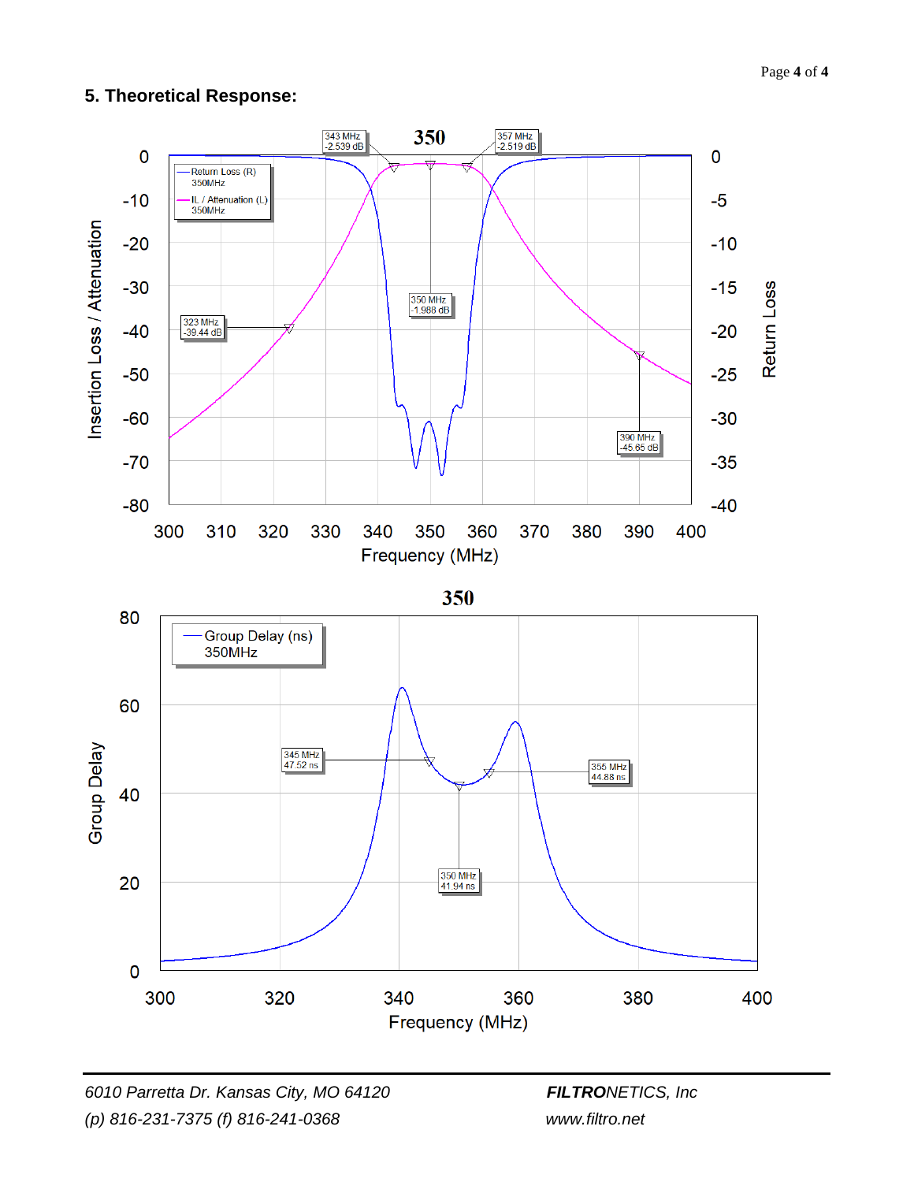## 5. Theoretical Response:

350

343 MHz
-2.539 dB

357 MHz
-2.519 dB

Return Loss (R)
350MHz

IL / Attenuation (L)
350MHz

350 MHz
-1.988 dB

323 MHz
-39.44 dB

390 MHz
-45.65 dB

Insertion Loss / Attenuation

0
-10
-20
-30
-40
-50
-60
-70
-80

Return Loss

0
-5
-10
-15
-20
-25
-30
-35
-40

300 310 320 330 340 350 360 370 380 390 400

Frequency (MHz)

350

Group Delay (ns)
350MHz

345 MHz
47.52 ns

355 MHz
44.88 ns

350 MHz
41.94 ns

Group Delay

80
60
40
20
0

300 320 340 360 380 400

Frequency (MHz)

*6010 Parretta Dr. Kansas City, MO 64120*
*(p) 816-231-7375 (f) 816-241-0368*

***FILTRO**NETICS, Inc*
*www.filtro.net*